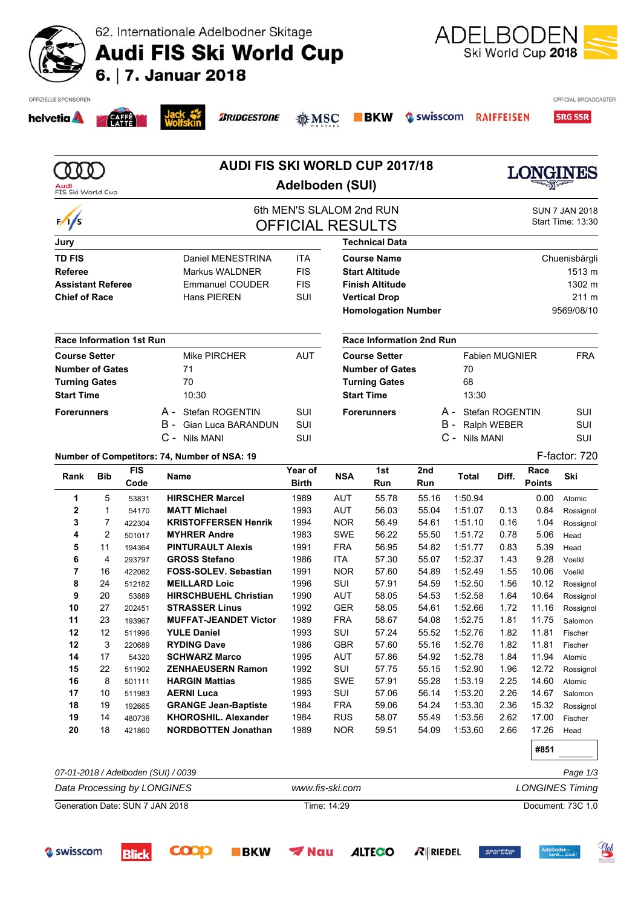62. Internationale Adelbodner Skitage

# Audi FIS Ski World Cup

**6. | 7. Januar 2018**

ADELBODEN Ski World Cup 2018

OFFIZIELLE SPONSOREN / OFFICIAL BROADCASTER

## AUDI FIS SKI WORLD CUP 2017/18

## Adelboden (SUI)

### 6th MEN'S SLALOM 2nd RUN

### OFFICIAL RESULTS

SUN 7 JAN 2018
Start Time: 13:30

| Jury | | |
|---|---|---|
| **TD FIS** | Daniel MENESTRINA | ITA |
| **Referee** | Markus WALDNER | FIS |
| **Assistant Referee** | Emmanuel COUDER | FIS |
| **Chief of Race** | Hans PIEREN | SUI |

| Technical Data | |
|---|---|
| **Course Name** | Chuenisbärgli |
| **Start Altitude** | 1513 m |
| **Finish Altitude** | 1302 m |
| **Vertical Drop** | 211 m |
| **Homologation Number** | 9569/08/10 |

| Race Information 1st Run | | |
|---|---|---|
| **Course Setter** | Mike PIRCHER | AUT |
| **Number of Gates** | 71 | |
| **Turning Gates** | 70 | |
| **Start Time** | 10:30 | |
| **Forerunners** | A - Stefan ROGENTIN | SUI |
| | B - Gian Luca BARANDUN | SUI |
| | C - Nils MANI | SUI |

| Race Information 2nd Run | | |
|---|---|---|
| **Course Setter** | Fabien MUGNIER | FRA |
| **Number of Gates** | 70 | |
| **Turning Gates** | 68 | |
| **Start Time** | 13:30 | |
| **Forerunners** | A - Stefan ROGENTIN | SUI |
| | B - Ralph WEBER | SUI |
| | C - Nils MANI | SUI |

**Number of Competitors: 74, Number of NSA: 19** F-factor: 720

| Rank | Bib | FIS Code | Name | Year of Birth | NSA | 1st Run | 2nd Run | Total | Diff. | Race Points | Ski |
|---|---|---|---|---|---|---|---|---|---|---|---|
| 1 | 5 | 53831 | **HIRSCHER Marcel** | 1989 | AUT | 55.78 | 55.16 | 1:50.94 | | 0.00 | Atomic |
| 2 | 1 | 54170 | **MATT Michael** | 1993 | AUT | 56.03 | 55.04 | 1:51.07 | 0.13 | 0.84 | Rossignol |
| 3 | 7 | 422304 | **KRISTOFFERSEN Henrik** | 1994 | NOR | 56.49 | 54.61 | 1:51.10 | 0.16 | 1.04 | Rossignol |
| 4 | 2 | 501017 | **MYHRER Andre** | 1983 | SWE | 56.22 | 55.50 | 1:51.72 | 0.78 | 5.06 | Head |
| 5 | 11 | 194364 | **PINTURAULT Alexis** | 1991 | FRA | 56.95 | 54.82 | 1:51.77 | 0.83 | 5.39 | Head |
| 6 | 4 | 293797 | **GROSS Stefano** | 1986 | ITA | 57.30 | 55.07 | 1:52.37 | 1.43 | 9.28 | Voelkl |
| 7 | 16 | 422082 | **FOSS-SOLEV. Sebastian** | 1991 | NOR | 57.60 | 54.89 | 1:52.49 | 1.55 | 10.06 | Voelkl |
| 8 | 24 | 512182 | **MEILLARD Loic** | 1996 | SUI | 57.91 | 54.59 | 1:52.50 | 1.56 | 10.12 | Rossignol |
| 9 | 20 | 53889 | **HIRSCHBUEHL Christian** | 1990 | AUT | 58.05 | 54.53 | 1:52.58 | 1.64 | 10.64 | Rossignol |
| 10 | 27 | 202451 | **STRASSER Linus** | 1992 | GER | 58.05 | 54.61 | 1:52.66 | 1.72 | 11.16 | Rossignol |
| 11 | 23 | 193967 | **MUFFAT-JEANDET Victor** | 1989 | FRA | 58.67 | 54.08 | 1:52.75 | 1.81 | 11.75 | Salomon |
| 12 | 12 | 511996 | **YULE Daniel** | 1993 | SUI | 57.24 | 55.52 | 1:52.76 | 1.82 | 11.81 | Fischer |
| 12 | 3 | 220689 | **RYDING Dave** | 1986 | GBR | 57.60 | 55.16 | 1:52.76 | 1.82 | 11.81 | Fischer |
| 14 | 17 | 54320 | **SCHWARZ Marco** | 1995 | AUT | 57.86 | 54.92 | 1:52.78 | 1.84 | 11.94 | Atomic |
| 15 | 22 | 511902 | **ZENHAEUSERN Ramon** | 1992 | SUI | 57.75 | 55.15 | 1:52.90 | 1.96 | 12.72 | Rossignol |
| 16 | 8 | 501111 | **HARGIN Mattias** | 1985 | SWE | 57.91 | 55.28 | 1:53.19 | 2.25 | 14.60 | Atomic |
| 17 | 10 | 511983 | **AERNI Luca** | 1993 | SUI | 57.06 | 56.14 | 1:53.20 | 2.26 | 14.67 | Salomon |
| 18 | 19 | 192665 | **GRANGE Jean-Baptiste** | 1984 | FRA | 59.06 | 54.24 | 1:53.30 | 2.36 | 15.32 | Rossignol |
| 19 | 14 | 480736 | **KHOROSHIL. Alexander** | 1984 | RUS | 58.07 | 55.49 | 1:53.56 | 2.62 | 17.00 | Fischer |
| 20 | 18 | 421860 | **NORDBOTTEN Jonathan** | 1989 | NOR | 59.51 | 54.09 | 1:53.60 | 2.66 | 17.26 | Head |

**#851**

*07-01-2018 / Adelboden (SUI) / 0039*

*Data Processing by LONGINES* — *www.fis-ski.com* — *LONGINES Timing*

Generation Date: SUN 7 JAN 2018 — Time: 14:29 — Document: 73C 1.0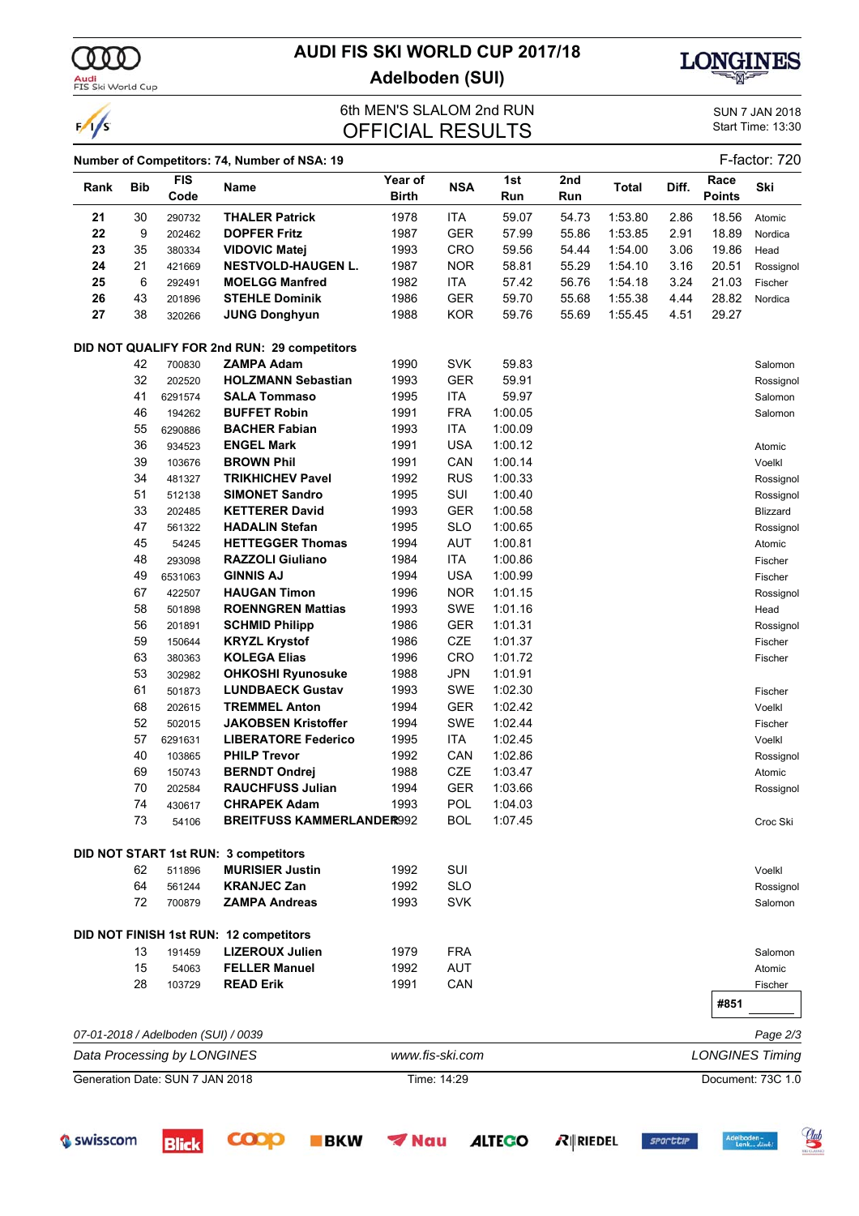# AUDI FIS SKI WORLD CUP 2017/18

## Adelboden (SUI)

### 6th MEN'S SLALOM 2nd RUN

### OFFICIAL RESULTS

SUN 7 JAN 2018
Start Time: 13:30

**Number of Competitors: 74, Number of NSA: 19** F-factor: 720

| Rank | Bib | FIS Code | Name | Year of Birth | NSA | 1st Run | 2nd Run | Total | Diff. | Race Points | Ski |
|---|---|---|---|---|---|---|---|---|---|---|---|
| **21** | 30 | 290732 | **THALER Patrick** | 1978 | ITA | 59.07 | 54.73 | 1:53.80 | 2.86 | 18.56 | Atomic |
| **22** | 9 | 202462 | **DOPFER Fritz** | 1987 | GER | 57.99 | 55.86 | 1:53.85 | 2.91 | 18.89 | Nordica |
| **23** | 35 | 380334 | **VIDOVIC Matej** | 1993 | CRO | 59.56 | 54.44 | 1:54.00 | 3.06 | 19.86 | Head |
| **24** | 21 | 421669 | **NESTVOLD-HAUGEN L.** | 1987 | NOR | 58.81 | 55.29 | 1:54.10 | 3.16 | 20.51 | Rossignol |
| **25** | 6 | 292491 | **MOELGG Manfred** | 1982 | ITA | 57.42 | 56.76 | 1:54.18 | 3.24 | 21.03 | Fischer |
| **26** | 43 | 201896 | **STEHLE Dominik** | 1986 | GER | 59.70 | 55.68 | 1:55.38 | 4.44 | 28.82 | Nordica |
| **27** | 38 | 320266 | **JUNG Donghyun** | 1988 | KOR | 59.76 | 55.69 | 1:55.45 | 4.51 | 29.27 | |

**DID NOT QUALIFY FOR 2nd RUN: 29 competitors**

| Bib | FIS Code | Name | Year of Birth | NSA | 1st Run | Ski |
|---|---|---|---|---|---|---|
| 42 | 700830 | **ZAMPA Adam** | 1990 | SVK | 59.83 | Salomon |
| 32 | 202520 | **HOLZMANN Sebastian** | 1993 | GER | 59.91 | Rossignol |
| 41 | 6291574 | **SALA Tommaso** | 1995 | ITA | 59.97 | Salomon |
| 46 | 194262 | **BUFFET Robin** | 1991 | FRA | 1:00.05 | Salomon |
| 55 | 6290886 | **BACHER Fabian** | 1993 | ITA | 1:00.09 | |
| 36 | 934523 | **ENGEL Mark** | 1991 | USA | 1:00.12 | Atomic |
| 39 | 103676 | **BROWN Phil** | 1991 | CAN | 1:00.14 | Voelkl |
| 34 | 481327 | **TRIKHICHEV Pavel** | 1992 | RUS | 1:00.33 | Rossignol |
| 51 | 512138 | **SIMONET Sandro** | 1995 | SUI | 1:00.40 | Rossignol |
| 33 | 202485 | **KETTERER David** | 1993 | GER | 1:00.58 | Blizzard |
| 47 | 561322 | **HADALIN Stefan** | 1995 | SLO | 1:00.65 | Rossignol |
| 45 | 54245 | **HETTEGGER Thomas** | 1994 | AUT | 1:00.81 | Atomic |
| 48 | 293098 | **RAZZOLI Giuliano** | 1984 | ITA | 1:00.86 | Fischer |
| 49 | 6531063 | **GINNIS AJ** | 1994 | USA | 1:00.99 | Fischer |
| 67 | 422507 | **HAUGAN Timon** | 1996 | NOR | 1:01.15 | Rossignol |
| 58 | 501898 | **ROENNGREN Mattias** | 1993 | SWE | 1:01.16 | Head |
| 56 | 201891 | **SCHMID Philipp** | 1986 | GER | 1:01.31 | Rossignol |
| 59 | 150644 | **KRYZL Krystof** | 1986 | CZE | 1:01.37 | Fischer |
| 63 | 380363 | **KOLEGA Elias** | 1996 | CRO | 1:01.72 | Fischer |
| 53 | 302982 | **OHKOSHI Ryunosuke** | 1988 | JPN | 1:01.91 | |
| 61 | 501873 | **LUNDBAECK Gustav** | 1993 | SWE | 1:02.30 | Fischer |
| 68 | 202615 | **TREMMEL Anton** | 1994 | GER | 1:02.42 | Voelkl |
| 52 | 502015 | **JAKOBSEN Kristoffer** | 1994 | SWE | 1:02.44 | Fischer |
| 57 | 6291631 | **LIBERATORE Federico** | 1995 | ITA | 1:02.45 | Voelkl |
| 40 | 103865 | **PHILP Trevor** | 1992 | CAN | 1:02.86 | Rossignol |
| 69 | 150743 | **BERNDT Ondrej** | 1988 | CZE | 1:03.47 | Atomic |
| 70 | 202584 | **RAUCHFUSS Julian** | 1994 | GER | 1:03.66 | Rossignol |
| 74 | 430617 | **CHRAPEK Adam** | 1993 | POL | 1:04.03 | |
| 73 | 54106 | **BREITFUSS KAMMERLANDER** | 1992 | BOL | 1:07.45 | Croc Ski |

**DID NOT START 1st RUN: 3 competitors**

| Bib | FIS Code | Name | Year of Birth | NSA | Ski |
|---|---|---|---|---|---|
| 62 | 511896 | **MURISIER Justin** | 1992 | SUI | Voelkl |
| 64 | 561244 | **KRANJEC Zan** | 1992 | SLO | Rossignol |
| 72 | 700879 | **ZAMPA Andreas** | 1993 | SVK | Salomon |

**DID NOT FINISH 1st RUN: 12 competitors**

| Bib | FIS Code | Name | Year of Birth | NSA | Ski |
|---|---|---|---|---|---|
| 13 | 191459 | **LIZEROUX Julien** | 1979 | FRA | Salomon |
| 15 | 54063 | **FELLER Manuel** | 1992 | AUT | Atomic |
| 28 | 103729 | **READ Erik** | 1991 | CAN | Fischer |

**#851**

*07-01-2018 / Adelboden (SUI) / 0039*

*Data Processing by LONGINES* — *www.fis-ski.com* — *LONGINES Timing*

Generation Date: SUN 7 JAN 2018 — Time: 14:29 — Document: 73C 1.0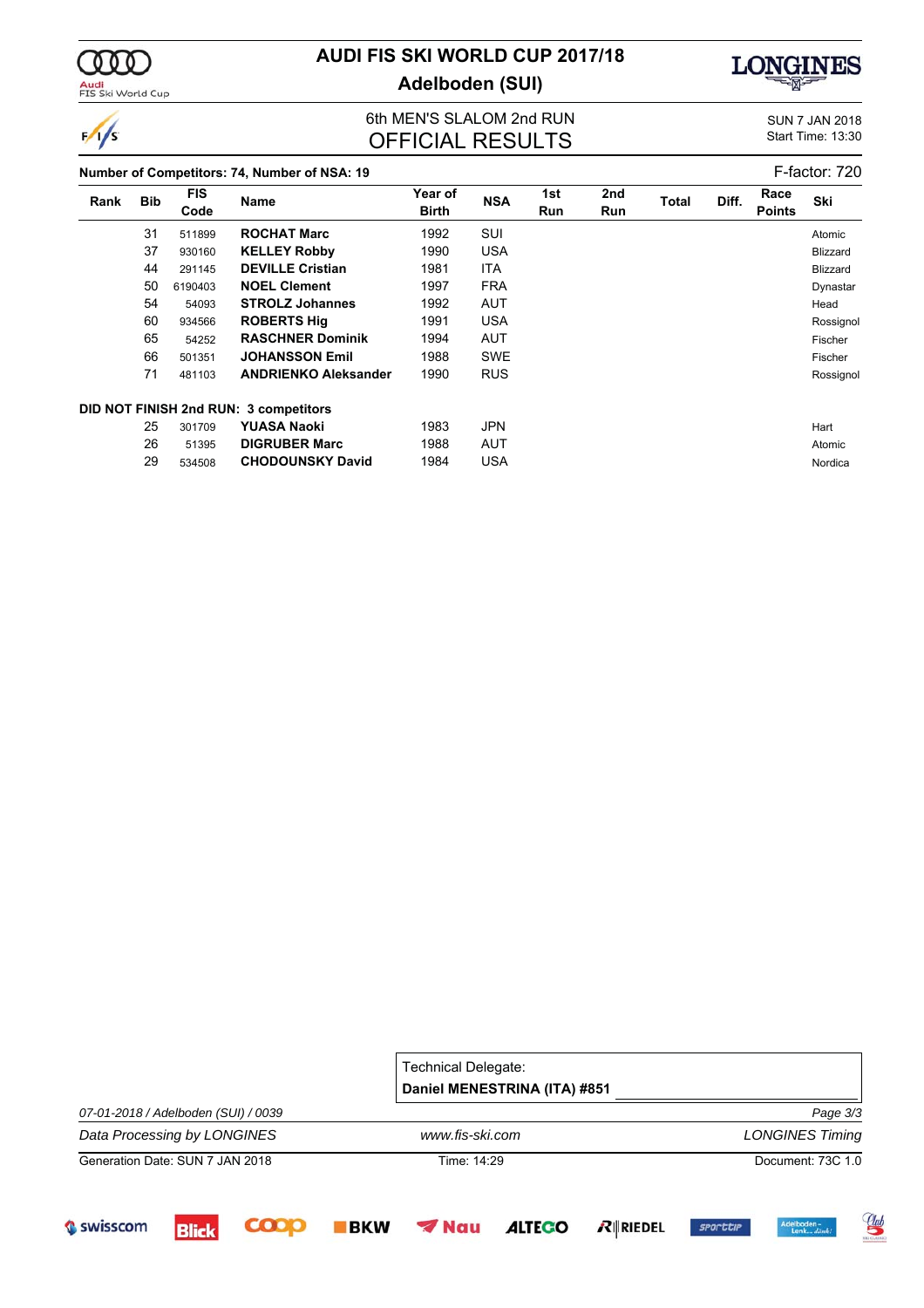# AUDI FIS SKI WORLD CUP 2017/18

## Adelboden (SUI)

### 6th MEN'S SLALOM 2nd RUN

### OFFICIAL RESULTS

SUN 7 JAN 2018
Start Time: 13:30

**Number of Competitors: 74, Number of NSA: 19** F-factor: 720

| Rank | Bib | FIS Code | Name | Year of Birth | NSA | 1st Run | 2nd Run | Total | Diff. | Race Points | Ski |
|---|---|---|---|---|---|---|---|---|---|---|---|
| | 31 | 511899 | **ROCHAT Marc** | 1992 | SUI | | | | | | Atomic |
| | 37 | 930160 | **KELLEY Robby** | 1990 | USA | | | | | | Blizzard |
| | 44 | 291145 | **DEVILLE Cristian** | 1981 | ITA | | | | | | Blizzard |
| | 50 | 6190403 | **NOEL Clement** | 1997 | FRA | | | | | | Dynastar |
| | 54 | 54093 | **STROLZ Johannes** | 1992 | AUT | | | | | | Head |
| | 60 | 934566 | **ROBERTS Hig** | 1991 | USA | | | | | | Rossignol |
| | 65 | 54252 | **RASCHNER Dominik** | 1994 | AUT | | | | | | Fischer |
| | 66 | 501351 | **JOHANSSON Emil** | 1988 | SWE | | | | | | Fischer |
| | 71 | 481103 | **ANDRIENKO Aleksander** | 1990 | RUS | | | | | | Rossignol |

**DID NOT FINISH 2nd RUN: 3 competitors**

| Rank | Bib | FIS Code | Name | Year of Birth | NSA | 1st Run | 2nd Run | Total | Diff. | Race Points | Ski |
|---|---|---|---|---|---|---|---|---|---|---|---|
| | 25 | 301709 | **YUASA Naoki** | 1983 | JPN | | | | | | Hart |
| | 26 | 51395 | **DIGRUBER Marc** | 1988 | AUT | | | | | | Atomic |
| | 29 | 534508 | **CHODOUNSKY David** | 1984 | USA | | | | | | Nordica |

Technical Delegate:
**Daniel MENESTRINA (ITA) #851**

*07-01-2018 / Adelboden (SUI) / 0039*

*Data Processing by LONGINES* *www.fis-ski.com* *LONGINES Timing*

Generation Date: SUN 7 JAN 2018 Time: 14:29 Document: 73C 1.0